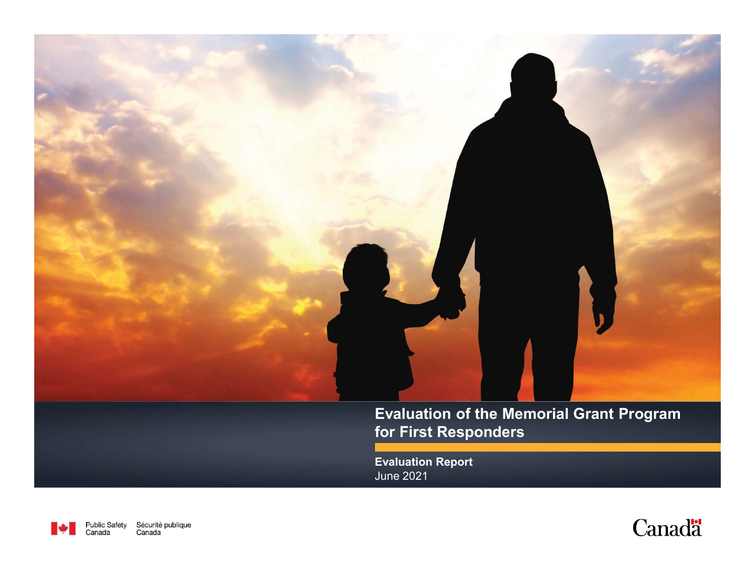# Evaluation of the Memorial Grant Program for First Responders

**Evaluation Report**
June 2021

Public Safety Canada Sécurité publique Canada

Canada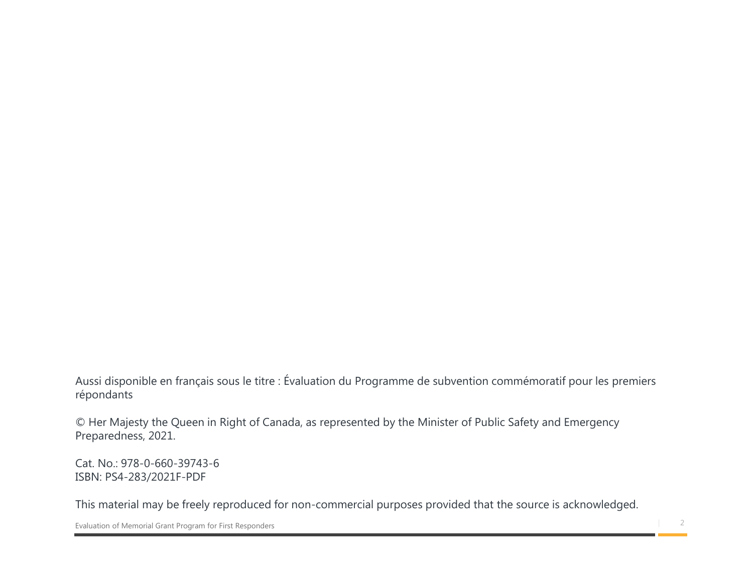Aussi disponible en français sous le titre : Évaluation du Programme de subvention commémoratif pour les premiers répondants

© Her Majesty the Queen in Right of Canada, as represented by the Minister of Public Safety and Emergency Preparedness, 2021.

Cat. No.: 978-0-660-39743-6
ISBN: PS4-283/2021F-PDF

This material may be freely reproduced for non-commercial purposes provided that the source is acknowledged.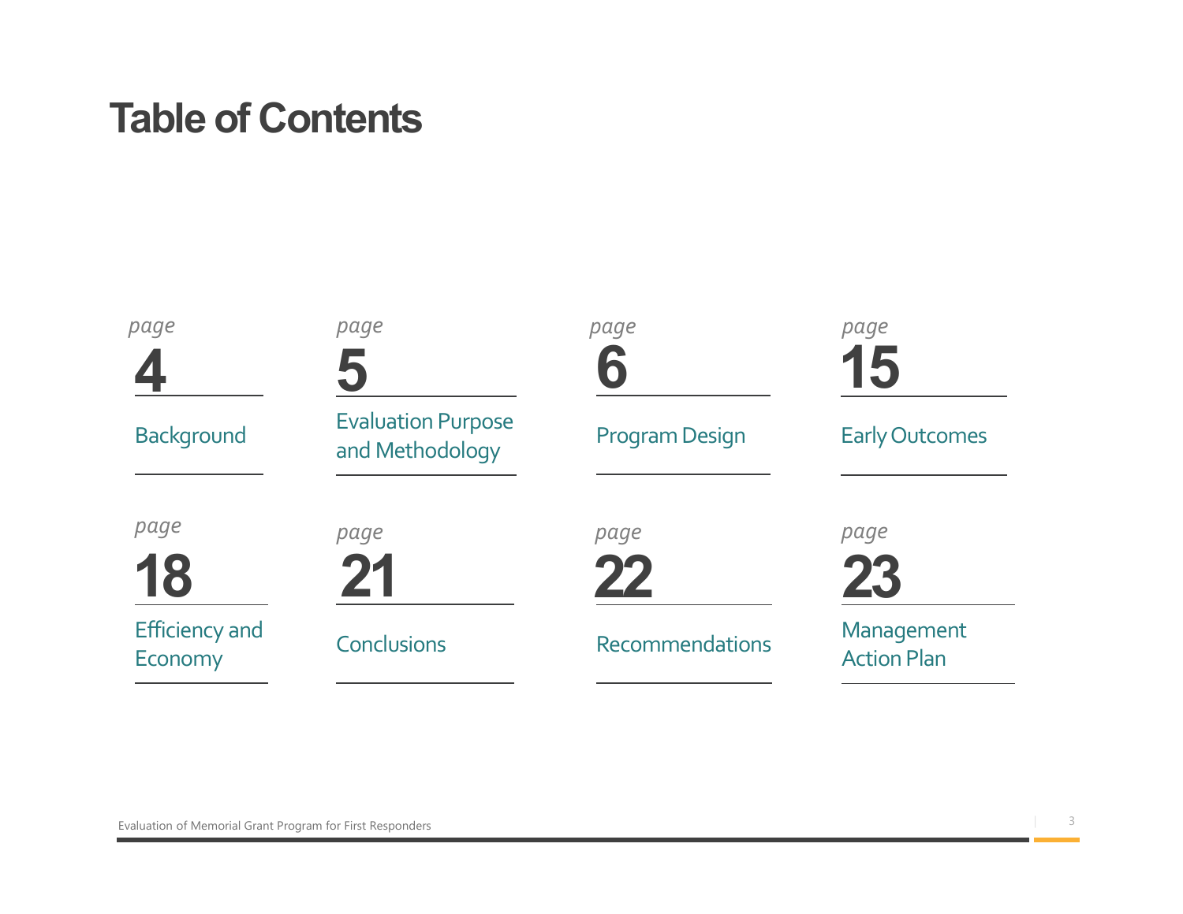# Table of Contents

| page | Section |
| --- | --- |
| 4 | Background |
| 5 | Evaluation Purpose and Methodology |
| 6 | Program Design |
| 15 | Early Outcomes |
| 18 | Efficiency and Economy |
| 21 | Conclusions |
| 22 | Recommendations |
| 23 | Management Action Plan |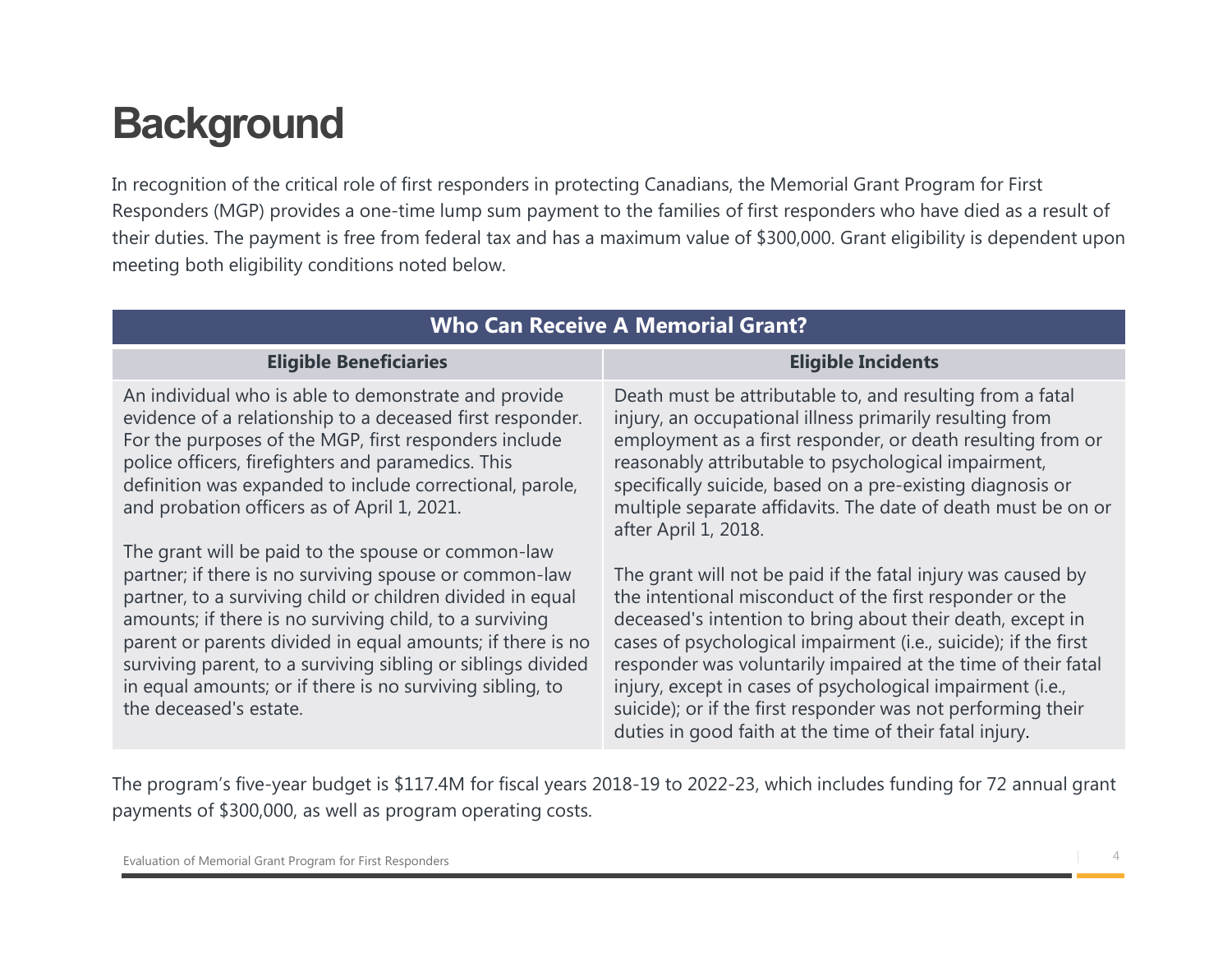# Background

In recognition of the critical role of first responders in protecting Canadians, the Memorial Grant Program for First Responders (MGP) provides a one-time lump sum payment to the families of first responders who have died as a result of their duties. The payment is free from federal tax and has a maximum value of $300,000. Grant eligibility is dependent upon meeting both eligibility conditions noted below.

| Who Can Receive A Memorial Grant? | |
|---|---|
| **Eligible Beneficiaries** | **Eligible Incidents** |
| An individual who is able to demonstrate and provide evidence of a relationship to a deceased first responder. For the purposes of the MGP, first responders include police officers, firefighters and paramedics. This definition was expanded to include correctional, parole, and probation officers as of April 1, 2021.<br><br>The grant will be paid to the spouse or common-law partner; if there is no surviving spouse or common-law partner, to a surviving child or children divided in equal amounts; if there is no surviving child, to a surviving parent or parents divided in equal amounts; if there is no surviving parent, to a surviving sibling or siblings divided in equal amounts; or if there is no surviving sibling, to the deceased's estate. | Death must be attributable to, and resulting from a fatal injury, an occupational illness primarily resulting from employment as a first responder, or death resulting from or reasonably attributable to psychological impairment, specifically suicide, based on a pre-existing diagnosis or multiple separate affidavits. The date of death must be on or after April 1, 2018.<br><br>The grant will not be paid if the fatal injury was caused by the intentional misconduct of the first responder or the deceased's intention to bring about their death, except in cases of psychological impairment (i.e., suicide); if the first responder was voluntarily impaired at the time of their fatal injury, except in cases of psychological impairment (i.e., suicide); or if the first responder was not performing their duties in good faith at the time of their fatal injury. |

The program's five-year budget is $117.4M for fiscal years 2018-19 to 2022-23, which includes funding for 72 annual grant payments of $300,000, as well as program operating costs.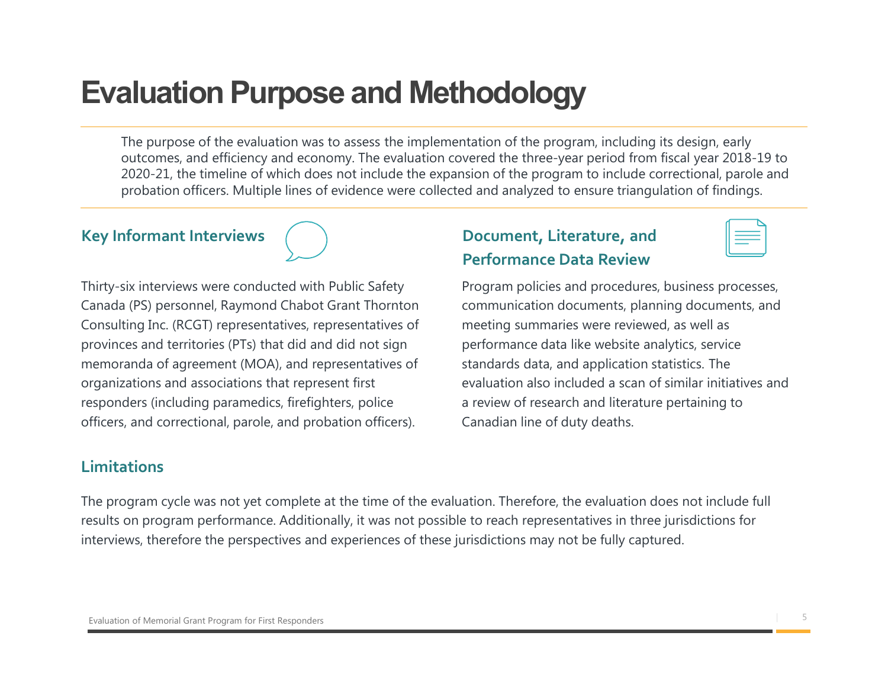# Evaluation Purpose and Methodology

The purpose of the evaluation was to assess the implementation of the program, including its design, early outcomes, and efficiency and economy. The evaluation covered the three-year period from fiscal year 2018-19 to 2020-21, the timeline of which does not include the expansion of the program to include correctional, parole and probation officers. Multiple lines of evidence were collected and analyzed to ensure triangulation of findings.

## Key Informant Interviews

Thirty-six interviews were conducted with Public Safety Canada (PS) personnel, Raymond Chabot Grant Thornton Consulting Inc. (RCGT) representatives, representatives of provinces and territories (PTs) that did and did not sign memoranda of agreement (MOA), and representatives of organizations and associations that represent first responders (including paramedics, firefighters, police officers, and correctional, parole, and probation officers).

## Document, Literature, and Performance Data Review

Program policies and procedures, business processes, communication documents, planning documents, and meeting summaries were reviewed, as well as performance data like website analytics, service standards data, and application statistics. The evaluation also included a scan of similar initiatives and a review of research and literature pertaining to Canadian line of duty deaths.

## Limitations

The program cycle was not yet complete at the time of the evaluation. Therefore, the evaluation does not include full results on program performance. Additionally, it was not possible to reach representatives in three jurisdictions for interviews, therefore the perspectives and experiences of these jurisdictions may not be fully captured.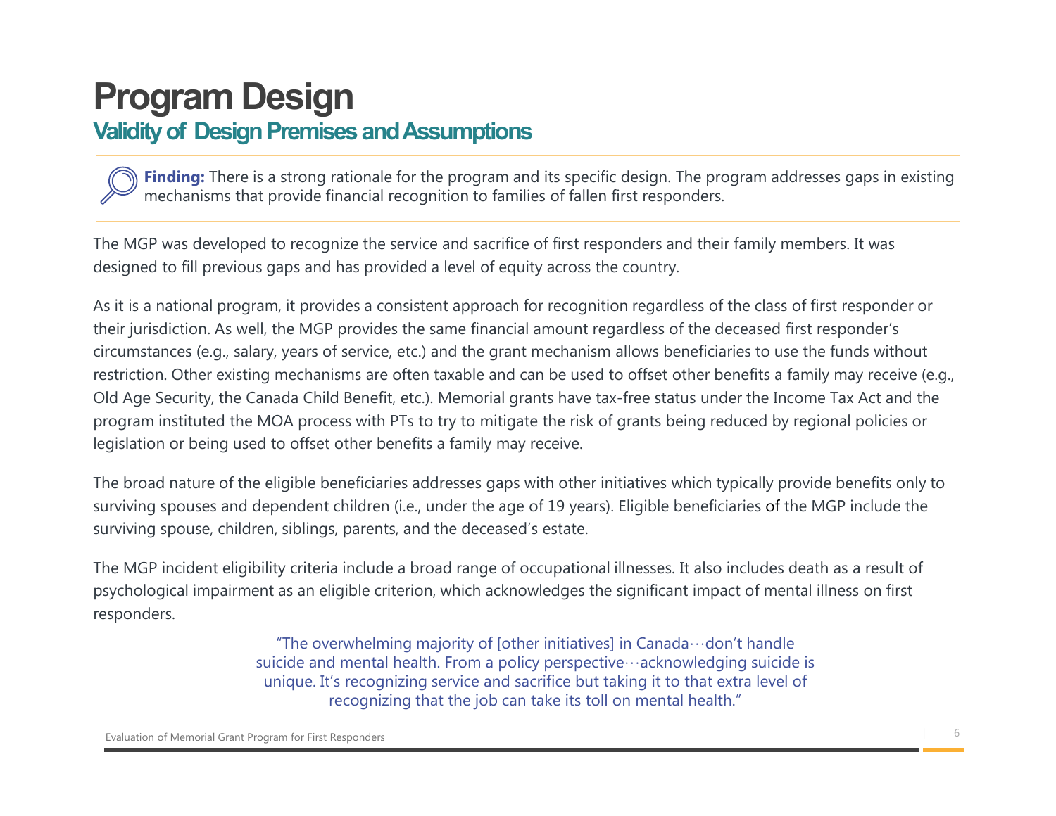# Program Design

## Validity of Design Premises and Assumptions

**Finding:** There is a strong rationale for the program and its specific design. The program addresses gaps in existing mechanisms that provide financial recognition to families of fallen first responders.

The MGP was developed to recognize the service and sacrifice of first responders and their family members. It was designed to fill previous gaps and has provided a level of equity across the country.

As it is a national program, it provides a consistent approach for recognition regardless of the class of first responder or their jurisdiction. As well, the MGP provides the same financial amount regardless of the deceased first responder's circumstances (e.g., salary, years of service, etc.) and the grant mechanism allows beneficiaries to use the funds without restriction. Other existing mechanisms are often taxable and can be used to offset other benefits a family may receive (e.g., Old Age Security, the Canada Child Benefit, etc.). Memorial grants have tax-free status under the Income Tax Act and the program instituted the MOA process with PTs to try to mitigate the risk of grants being reduced by regional policies or legislation or being used to offset other benefits a family may receive.

The broad nature of the eligible beneficiaries addresses gaps with other initiatives which typically provide benefits only to surviving spouses and dependent children (i.e., under the age of 19 years). Eligible beneficiaries of the MGP include the surviving spouse, children, siblings, parents, and the deceased's estate.

The MGP incident eligibility criteria include a broad range of occupational illnesses. It also includes death as a result of psychological impairment as an eligible criterion, which acknowledges the significant impact of mental illness on first responders.

> "The overwhelming majority of [other initiatives] in Canada…don't handle suicide and mental health. From a policy perspective…acknowledging suicide is unique. It's recognizing service and sacrifice but taking it to that extra level of recognizing that the job can take its toll on mental health."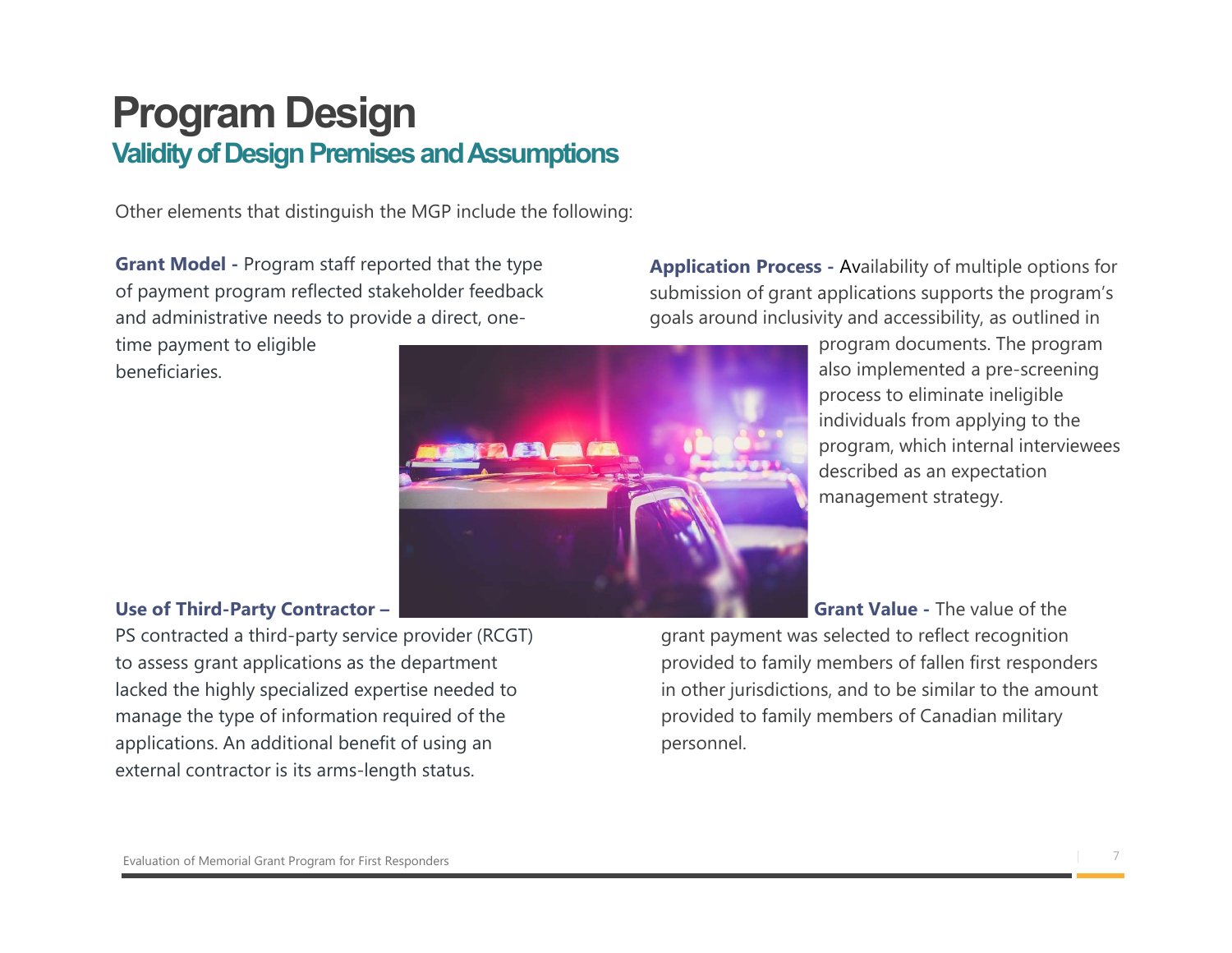# Program Design

## Validity of Design Premises and Assumptions

Other elements that distinguish the MGP include the following:

**Grant Model -** Program staff reported that the type of payment program reflected stakeholder feedback and administrative needs to provide a direct, one-time payment to eligible beneficiaries.

**Application Process -** Availability of multiple options for submission of grant applications supports the program's goals around inclusivity and accessibility, as outlined in program documents. The program also implemented a pre-screening process to eliminate ineligible individuals from applying to the program, which internal interviewees described as an expectation management strategy.

**Use of Third-Party Contractor –** PS contracted a third-party service provider (RCGT) to assess grant applications as the department lacked the highly specialized expertise needed to manage the type of information required of the applications. An additional benefit of using an external contractor is its arms-length status.

**Grant Value -** The value of the grant payment was selected to reflect recognition provided to family members of fallen first responders in other jurisdictions, and to be similar to the amount provided to family members of Canadian military personnel.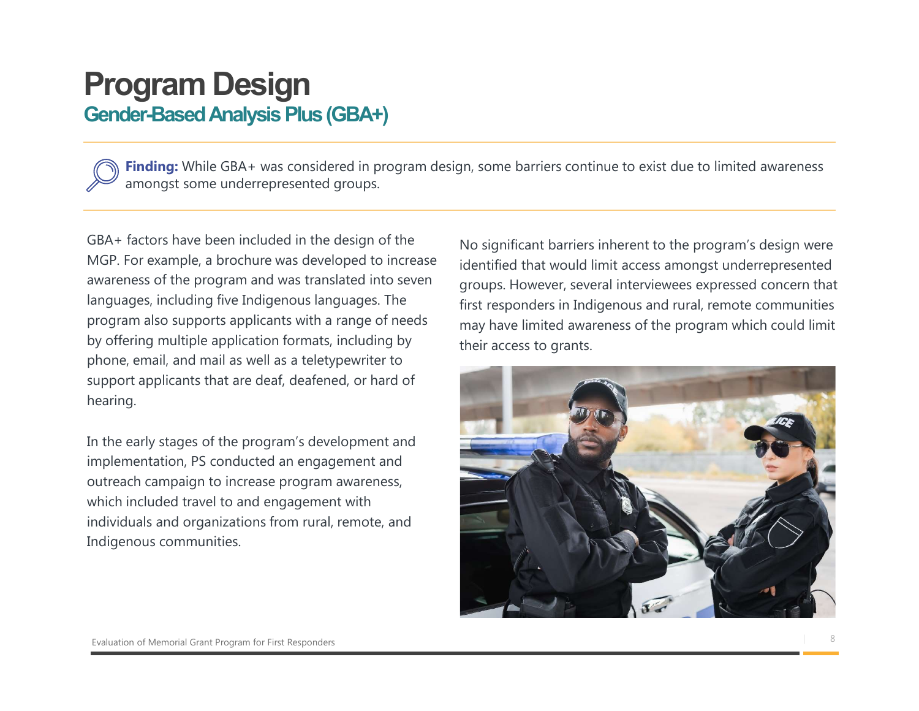# Program Design

## Gender-Based Analysis Plus (GBA+)

**Finding:** While GBA+ was considered in program design, some barriers continue to exist due to limited awareness amongst some underrepresented groups.

GBA+ factors have been included in the design of the MGP. For example, a brochure was developed to increase awareness of the program and was translated into seven languages, including five Indigenous languages. The program also supports applicants with a range of needs by offering multiple application formats, including by phone, email, and mail as well as a teletypewriter to support applicants that are deaf, deafened, or hard of hearing.

In the early stages of the program's development and implementation, PS conducted an engagement and outreach campaign to increase program awareness, which included travel to and engagement with individuals and organizations from rural, remote, and Indigenous communities.

No significant barriers inherent to the program's design were identified that would limit access amongst underrepresented groups. However, several interviewees expressed concern that first responders in Indigenous and rural, remote communities may have limited awareness of the program which could limit their access to grants.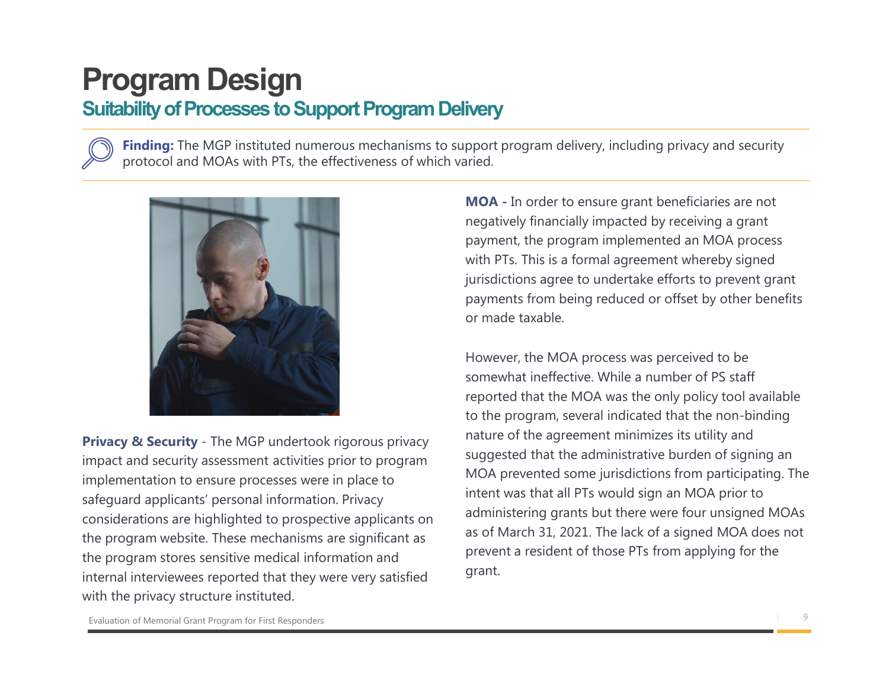# Program Design

## Suitability of Processes to Support Program Delivery

**Finding:** The MGP instituted numerous mechanisms to support program delivery, including privacy and security protocol and MOAs with PTs, the effectiveness of which varied.

**Privacy & Security** - The MGP undertook rigorous privacy impact and security assessment activities prior to program implementation to ensure processes were in place to safeguard applicants' personal information. Privacy considerations are highlighted to prospective applicants on the program website. These mechanisms are significant as the program stores sensitive medical information and internal interviewees reported that they were very satisfied with the privacy structure instituted.

**MOA -** In order to ensure grant beneficiaries are not negatively financially impacted by receiving a grant payment, the program implemented an MOA process with PTs. This is a formal agreement whereby signed jurisdictions agree to undertake efforts to prevent grant payments from being reduced or offset by other benefits or made taxable.

However, the MOA process was perceived to be somewhat ineffective. While a number of PS staff reported that the MOA was the only policy tool available to the program, several indicated that the non-binding nature of the agreement minimizes its utility and suggested that the administrative burden of signing an MOA prevented some jurisdictions from participating. The intent was that all PTs would sign an MOA prior to administering grants but there were four unsigned MOAs as of March 31, 2021. The lack of a signed MOA does not prevent a resident of those PTs from applying for the grant.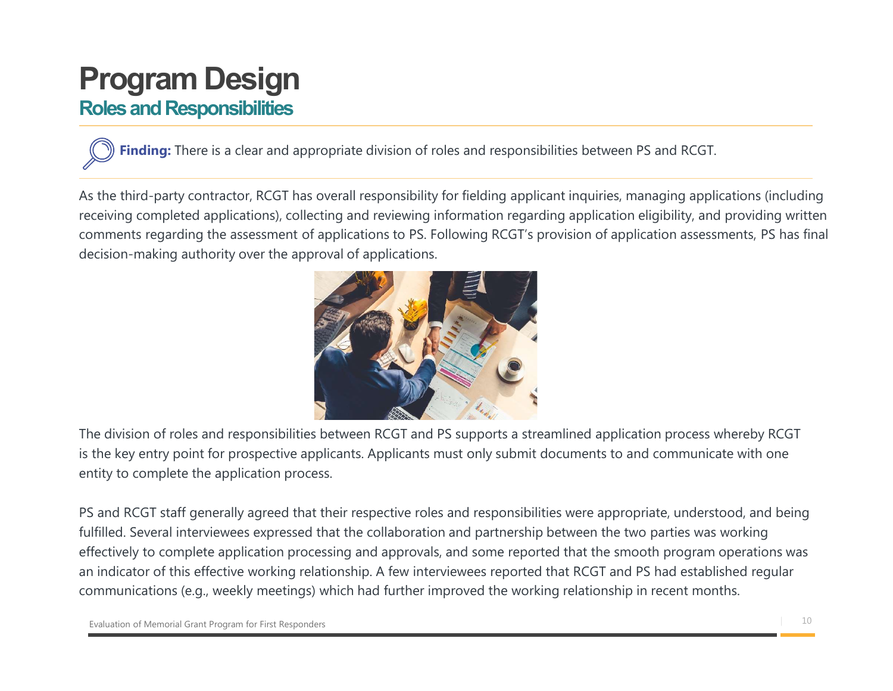# Program Design

## Roles and Responsibilities

**Finding:** There is a clear and appropriate division of roles and responsibilities between PS and RCGT.

As the third-party contractor, RCGT has overall responsibility for fielding applicant inquiries, managing applications (including receiving completed applications), collecting and reviewing information regarding application eligibility, and providing written comments regarding the assessment of applications to PS. Following RCGT's provision of application assessments, PS has final decision-making authority over the approval of applications.

The division of roles and responsibilities between RCGT and PS supports a streamlined application process whereby RCGT is the key entry point for prospective applicants. Applicants must only submit documents to and communicate with one entity to complete the application process.

PS and RCGT staff generally agreed that their respective roles and responsibilities were appropriate, understood, and being fulfilled. Several interviewees expressed that the collaboration and partnership between the two parties was working effectively to complete application processing and approvals, and some reported that the smooth program operations was an indicator of this effective working relationship. A few interviewees reported that RCGT and PS had established regular communications (e.g., weekly meetings) which had further improved the working relationship in recent months.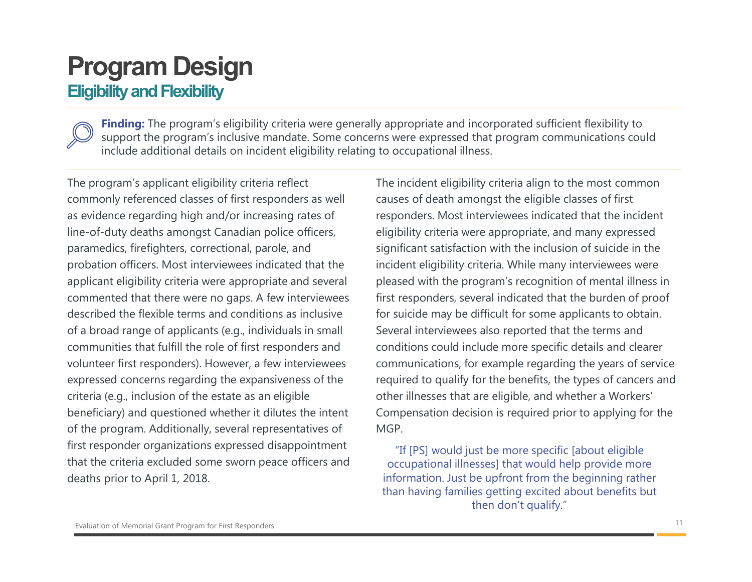# Program Design

## Eligibility and Flexibility

**Finding:** The program's eligibility criteria were generally appropriate and incorporated sufficient flexibility to support the program's inclusive mandate. Some concerns were expressed that program communications could include additional details on incident eligibility relating to occupational illness.

The program's applicant eligibility criteria reflect commonly referenced classes of first responders as well as evidence regarding high and/or increasing rates of line-of-duty deaths amongst Canadian police officers, paramedics, firefighters, correctional, parole, and probation officers. Most interviewees indicated that the applicant eligibility criteria were appropriate and several commented that there were no gaps. A few interviewees described the flexible terms and conditions as inclusive of a broad range of applicants (e.g., individuals in small communities that fulfill the role of first responders and volunteer first responders). However, a few interviewees expressed concerns regarding the expansiveness of the criteria (e.g., inclusion of the estate as an eligible beneficiary) and questioned whether it dilutes the intent of the program. Additionally, several representatives of first responder organizations expressed disappointment that the criteria excluded some sworn peace officers and deaths prior to April 1, 2018.

The incident eligibility criteria align to the most common causes of death amongst the eligible classes of first responders. Most interviewees indicated that the incident eligibility criteria were appropriate, and many expressed significant satisfaction with the inclusion of suicide in the incident eligibility criteria. While many interviewees were pleased with the program's recognition of mental illness in first responders, several indicated that the burden of proof for suicide may be difficult for some applicants to obtain. Several interviewees also reported that the terms and conditions could include more specific details and clearer communications, for example regarding the years of service required to qualify for the benefits, the types of cancers and other illnesses that are eligible, and whether a Workers' Compensation decision is required prior to applying for the MGP.

> "If [PS] would just be more specific [about eligible occupational illnesses] that would help provide more information. Just be upfront from the beginning rather than having families getting excited about benefits but then don't qualify."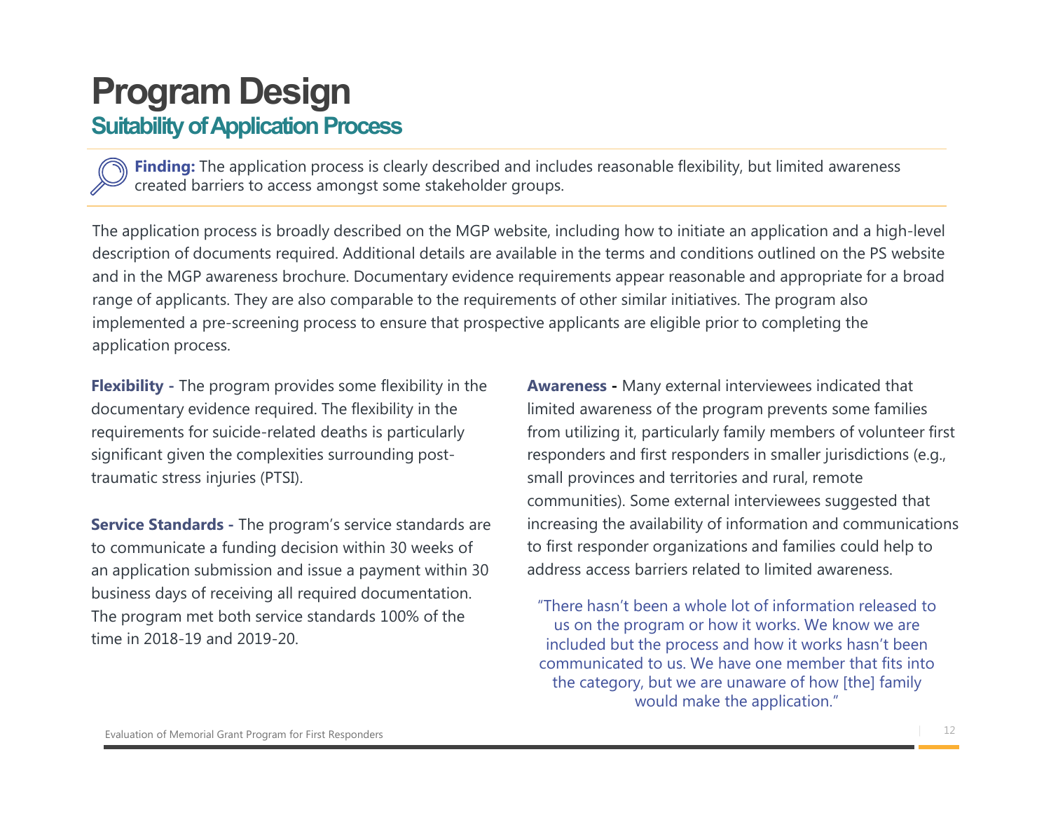# Program Design

## Suitability of Application Process

**Finding:** The application process is clearly described and includes reasonable flexibility, but limited awareness created barriers to access amongst some stakeholder groups.

The application process is broadly described on the MGP website, including how to initiate an application and a high-level description of documents required. Additional details are available in the terms and conditions outlined on the PS website and in the MGP awareness brochure. Documentary evidence requirements appear reasonable and appropriate for a broad range of applicants. They are also comparable to the requirements of other similar initiatives. The program also implemented a pre-screening process to ensure that prospective applicants are eligible prior to completing the application process.

**Flexibility -** The program provides some flexibility in the documentary evidence required. The flexibility in the requirements for suicide-related deaths is particularly significant given the complexities surrounding post-traumatic stress injuries (PTSI).

**Service Standards -** The program's service standards are to communicate a funding decision within 30 weeks of an application submission and issue a payment within 30 business days of receiving all required documentation. The program met both service standards 100% of the time in 2018-19 and 2019-20.

**Awareness -** Many external interviewees indicated that limited awareness of the program prevents some families from utilizing it, particularly family members of volunteer first responders and first responders in smaller jurisdictions (e.g., small provinces and territories and rural, remote communities). Some external interviewees suggested that increasing the availability of information and communications to first responder organizations and families could help to address access barriers related to limited awareness.

> "There hasn't been a whole lot of information released to us on the program or how it works. We know we are included but the process and how it works hasn't been communicated to us. We have one member that fits into the category, but we are unaware of how [the] family would make the application."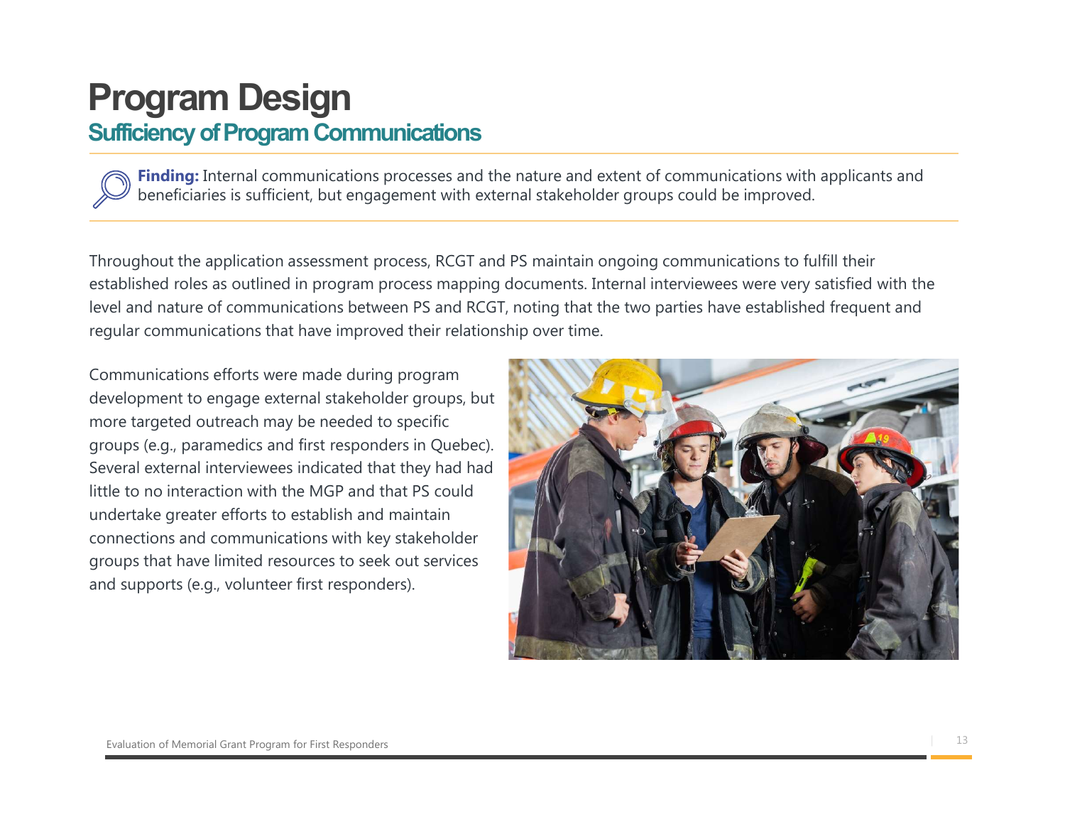# Program Design

## Sufficiency of Program Communications

**Finding:** Internal communications processes and the nature and extent of communications with applicants and beneficiaries is sufficient, but engagement with external stakeholder groups could be improved.

Throughout the application assessment process, RCGT and PS maintain ongoing communications to fulfill their established roles as outlined in program process mapping documents. Internal interviewees were very satisfied with the level and nature of communications between PS and RCGT, noting that the two parties have established frequent and regular communications that have improved their relationship over time.

Communications efforts were made during program development to engage external stakeholder groups, but more targeted outreach may be needed to specific groups (e.g., paramedics and first responders in Quebec). Several external interviewees indicated that they had had little to no interaction with the MGP and that PS could undertake greater efforts to establish and maintain connections and communications with key stakeholder groups that have limited resources to seek out services and supports (e.g., volunteer first responders).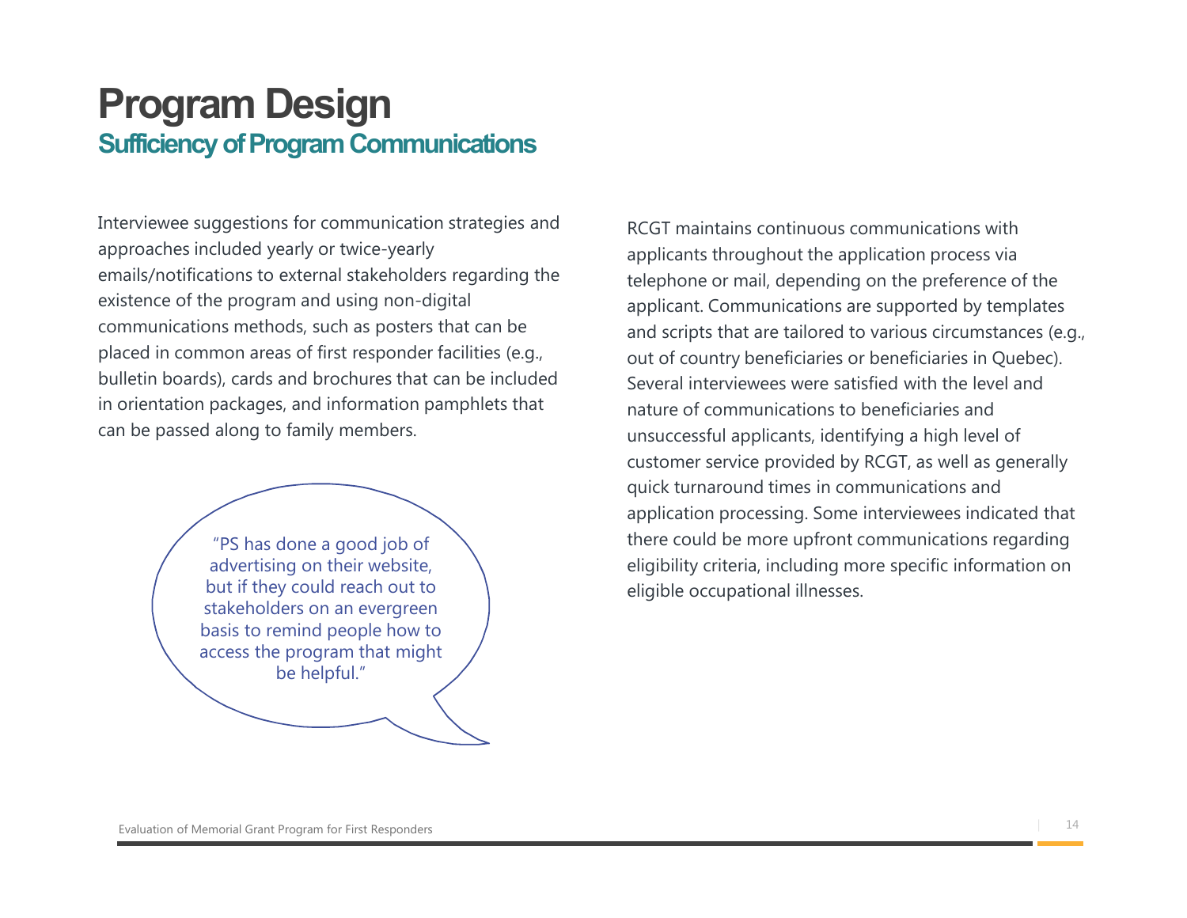# Program Design

## Sufficiency of Program Communications

Interviewee suggestions for communication strategies and approaches included yearly or twice-yearly emails/notifications to external stakeholders regarding the existence of the program and using non-digital communications methods, such as posters that can be placed in common areas of first responder facilities (e.g., bulletin boards), cards and brochures that can be included in orientation packages, and information pamphlets that can be passed along to family members.

> "PS has done a good job of advertising on their website, but if they could reach out to stakeholders on an evergreen basis to remind people how to access the program that might be helpful."

RCGT maintains continuous communications with applicants throughout the application process via telephone or mail, depending on the preference of the applicant. Communications are supported by templates and scripts that are tailored to various circumstances (e.g., out of country beneficiaries or beneficiaries in Quebec). Several interviewees were satisfied with the level and nature of communications to beneficiaries and unsuccessful applicants, identifying a high level of customer service provided by RCGT, as well as generally quick turnaround times in communications and application processing. Some interviewees indicated that there could be more upfront communications regarding eligibility criteria, including more specific information on eligible occupational illnesses.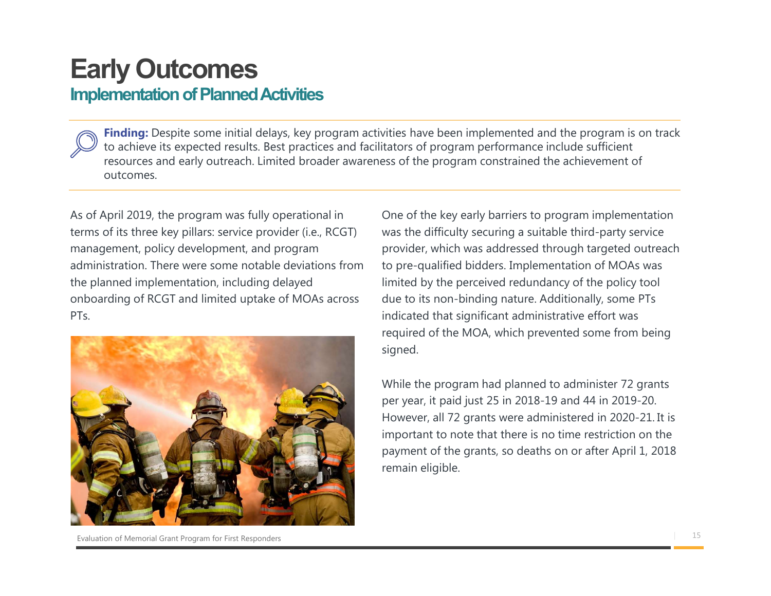# Early Outcomes

## Implementation of Planned Activities

**Finding:** Despite some initial delays, key program activities have been implemented and the program is on track to achieve its expected results. Best practices and facilitators of program performance include sufficient resources and early outreach. Limited broader awareness of the program constrained the achievement of outcomes.

As of April 2019, the program was fully operational in terms of its three key pillars: service provider (i.e., RCGT) management, policy development, and program administration. There were some notable deviations from the planned implementation, including delayed onboarding of RCGT and limited uptake of MOAs across PTs.

One of the key early barriers to program implementation was the difficulty securing a suitable third-party service provider, which was addressed through targeted outreach to pre-qualified bidders. Implementation of MOAs was limited by the perceived redundancy of the policy tool due to its non-binding nature. Additionally, some PTs indicated that significant administrative effort was required of the MOA, which prevented some from being signed.

While the program had planned to administer 72 grants per year, it paid just 25 in 2018-19 and 44 in 2019-20. However, all 72 grants were administered in 2020-21. It is important to note that there is no time restriction on the payment of the grants, so deaths on or after April 1, 2018 remain eligible.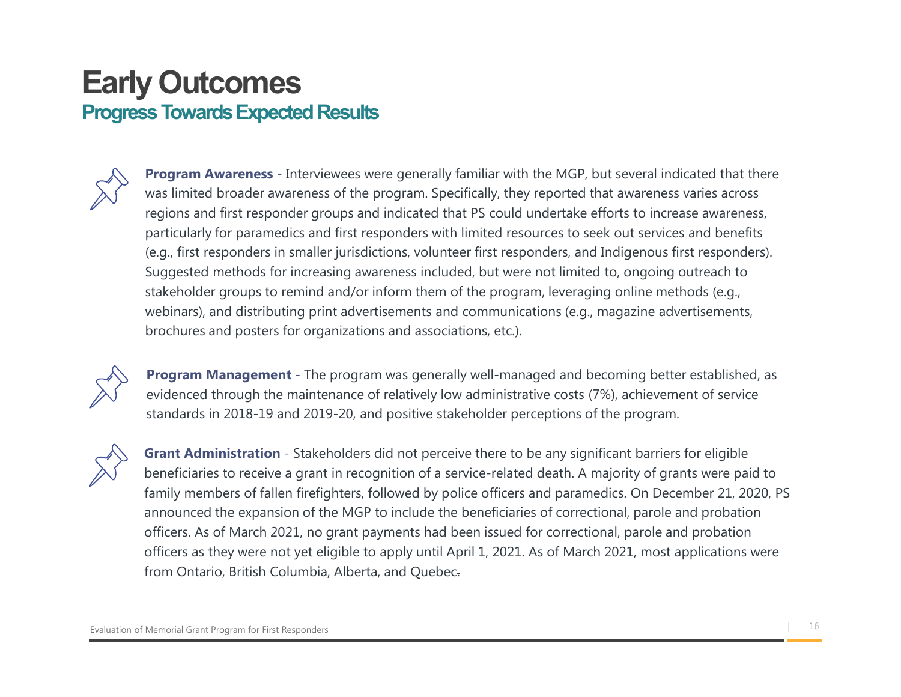# Early Outcomes

## Progress Towards Expected Results

**Program Awareness** - Interviewees were generally familiar with the MGP, but several indicated that there was limited broader awareness of the program. Specifically, they reported that awareness varies across regions and first responder groups and indicated that PS could undertake efforts to increase awareness, particularly for paramedics and first responders with limited resources to seek out services and benefits (e.g., first responders in smaller jurisdictions, volunteer first responders, and Indigenous first responders). Suggested methods for increasing awareness included, but were not limited to, ongoing outreach to stakeholder groups to remind and/or inform them of the program, leveraging online methods (e.g., webinars), and distributing print advertisements and communications (e.g., magazine advertisements, brochures and posters for organizations and associations, etc.).

**Program Management** - The program was generally well-managed and becoming better established, as evidenced through the maintenance of relatively low administrative costs (7%), achievement of service standards in 2018-19 and 2019-20, and positive stakeholder perceptions of the program.

**Grant Administration** - Stakeholders did not perceive there to be any significant barriers for eligible beneficiaries to receive a grant in recognition of a service-related death. A majority of grants were paid to family members of fallen firefighters, followed by police officers and paramedics. On December 21, 2020, PS announced the expansion of the MGP to include the beneficiaries of correctional, parole and probation officers. As of March 2021, no grant payments had been issued for correctional, parole and probation officers as they were not yet eligible to apply until April 1, 2021. As of March 2021, most applications were from Ontario, British Columbia, Alberta, and Quebec.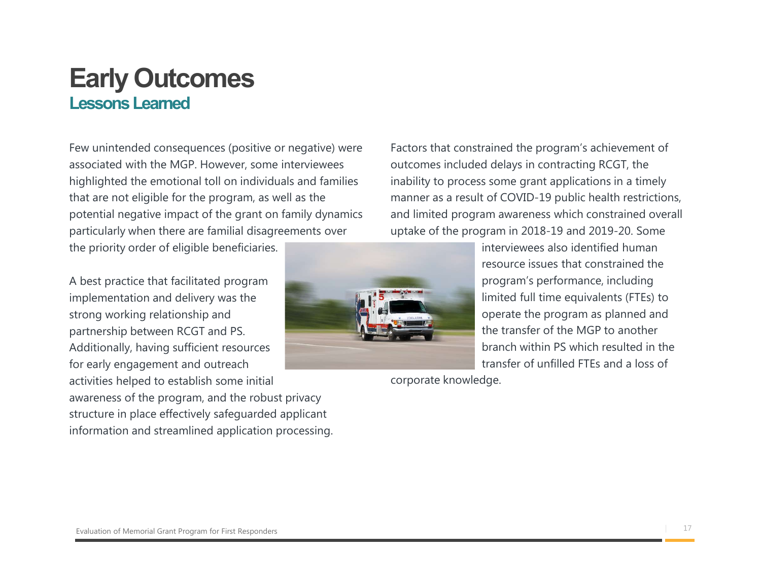# Early Outcomes

## Lessons Learned

Few unintended consequences (positive or negative) were associated with the MGP. However, some interviewees highlighted the emotional toll on individuals and families that are not eligible for the program, as well as the potential negative impact of the grant on family dynamics particularly when there are familial disagreements over the priority order of eligible beneficiaries.

A best practice that facilitated program implementation and delivery was the strong working relationship and partnership between RCGT and PS. Additionally, having sufficient resources for early engagement and outreach activities helped to establish some initial awareness of the program, and the robust privacy structure in place effectively safeguarded applicant information and streamlined application processing.

Factors that constrained the program's achievement of outcomes included delays in contracting RCGT, the inability to process some grant applications in a timely manner as a result of COVID-19 public health restrictions, and limited program awareness which constrained overall uptake of the program in 2018-19 and 2019-20. Some interviewees also identified human resource issues that constrained the program's performance, including limited full time equivalents (FTEs) to operate the program as planned and the transfer of the MGP to another branch within PS which resulted in the transfer of unfilled FTEs and a loss of corporate knowledge.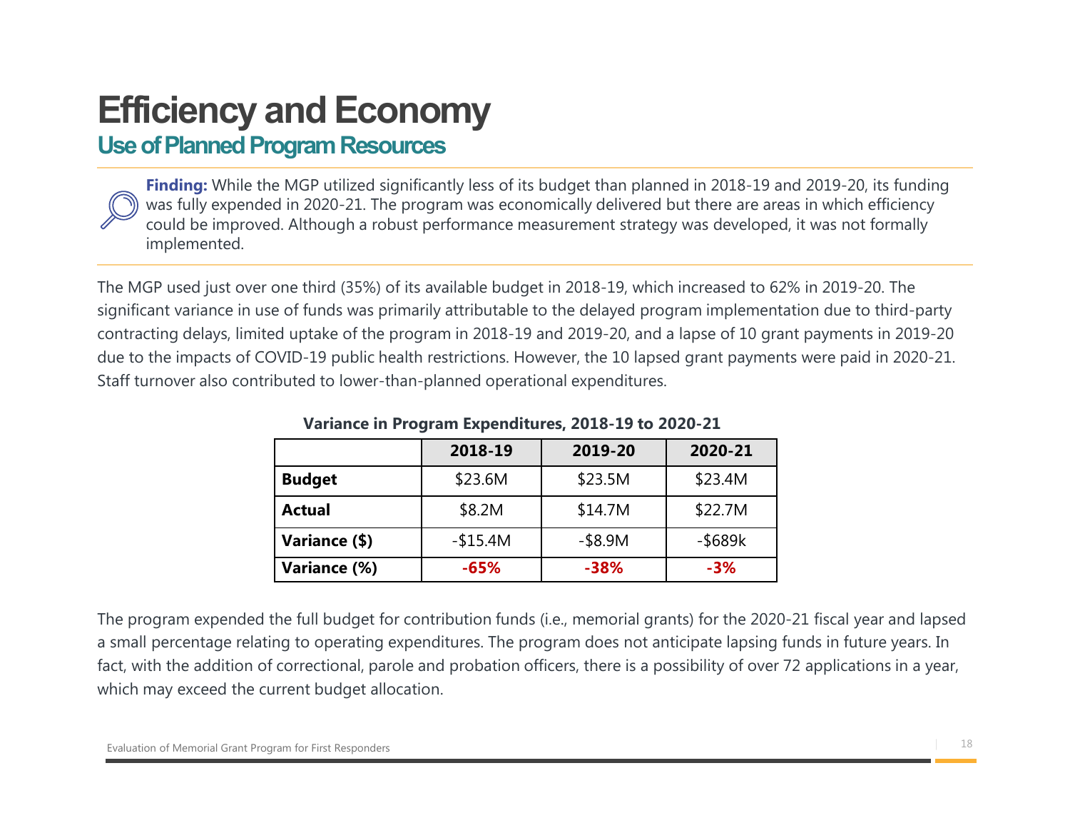# Efficiency and Economy

## Use of Planned Program Resources

**Finding:** While the MGP utilized significantly less of its budget than planned in 2018-19 and 2019-20, its funding was fully expended in 2020-21. The program was economically delivered but there are areas in which efficiency could be improved. Although a robust performance measurement strategy was developed, it was not formally implemented.

The MGP used just over one third (35%) of its available budget in 2018-19, which increased to 62% in 2019-20. The significant variance in use of funds was primarily attributable to the delayed program implementation due to third-party contracting delays, limited uptake of the program in 2018-19 and 2019-20, and a lapse of 10 grant payments in 2019-20 due to the impacts of COVID-19 public health restrictions. However, the 10 lapsed grant payments were paid in 2020-21. Staff turnover also contributed to lower-than-planned operational expenditures.

**Variance in Program Expenditures, 2018-19 to 2020-21**

| | 2018-19 | 2019-20 | 2020-21 |
|---|---|---|---|
| **Budget** | $23.6M | $23.5M | $23.4M |
| **Actual** | $8.2M | $14.7M | $22.7M |
| **Variance ($)** | -$15.4M | -$8.9M | -$689k |
| **Variance (%)** | **-65%** | **-38%** | **-3%** |

The program expended the full budget for contribution funds (i.e., memorial grants) for the 2020-21 fiscal year and lapsed a small percentage relating to operating expenditures. The program does not anticipate lapsing funds in future years. In fact, with the addition of correctional, parole and probation officers, there is a possibility of over 72 applications in a year, which may exceed the current budget allocation.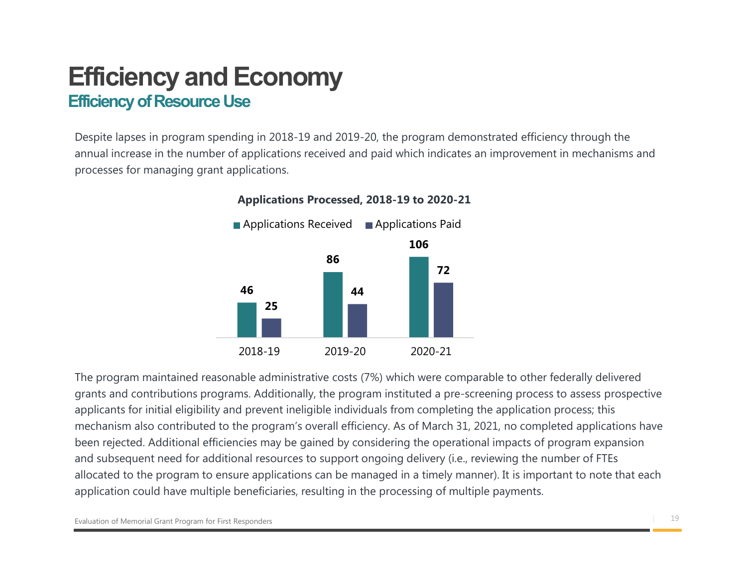# Efficiency and Economy

## Efficiency of Resource Use

Despite lapses in program spending in 2018-19 and 2019-20, the program demonstrated efficiency through the annual increase in the number of applications received and paid which indicates an improvement in mechanisms and processes for managing grant applications.

**Applications Processed, 2018-19 to 2020-21**

| | Applications Received | Applications Paid |
|---|---|---|
| 2018-19 | 46 | 25 |
| 2019-20 | 86 | 44 |
| 2020-21 | 106 | 72 |

The program maintained reasonable administrative costs (7%) which were comparable to other federally delivered grants and contributions programs. Additionally, the program instituted a pre-screening process to assess prospective applicants for initial eligibility and prevent ineligible individuals from completing the application process; this mechanism also contributed to the program's overall efficiency. As of March 31, 2021, no completed applications have been rejected. Additional efficiencies may be gained by considering the operational impacts of program expansion and subsequent need for additional resources to support ongoing delivery (i.e., reviewing the number of FTEs allocated to the program to ensure applications can be managed in a timely manner). It is important to note that each application could have multiple beneficiaries, resulting in the processing of multiple payments.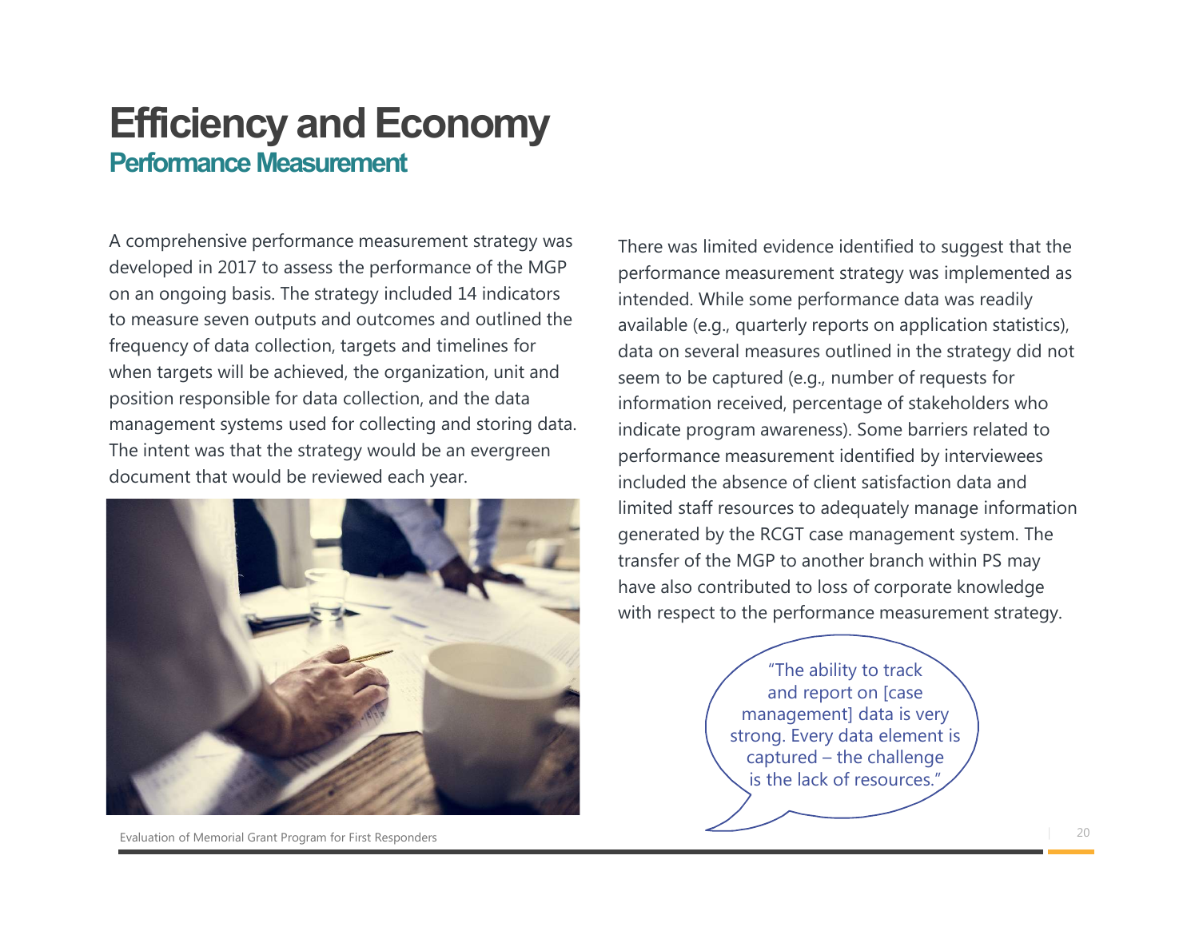# Efficiency and Economy

## Performance Measurement

A comprehensive performance measurement strategy was developed in 2017 to assess the performance of the MGP on an ongoing basis. The strategy included 14 indicators to measure seven outputs and outcomes and outlined the frequency of data collection, targets and timelines for when targets will be achieved, the organization, unit and position responsible for data collection, and the data management systems used for collecting and storing data. The intent was that the strategy would be an evergreen document that would be reviewed each year.

There was limited evidence identified to suggest that the performance measurement strategy was implemented as intended. While some performance data was readily available (e.g., quarterly reports on application statistics), data on several measures outlined in the strategy did not seem to be captured (e.g., number of requests for information received, percentage of stakeholders who indicate program awareness). Some barriers related to performance measurement identified by interviewees included the absence of client satisfaction data and limited staff resources to adequately manage information generated by the RCGT case management system. The transfer of the MGP to another branch within PS may have also contributed to loss of corporate knowledge with respect to the performance measurement strategy.

"The ability to track and report on [case management] data is very strong. Every data element is captured – the challenge is the lack of resources."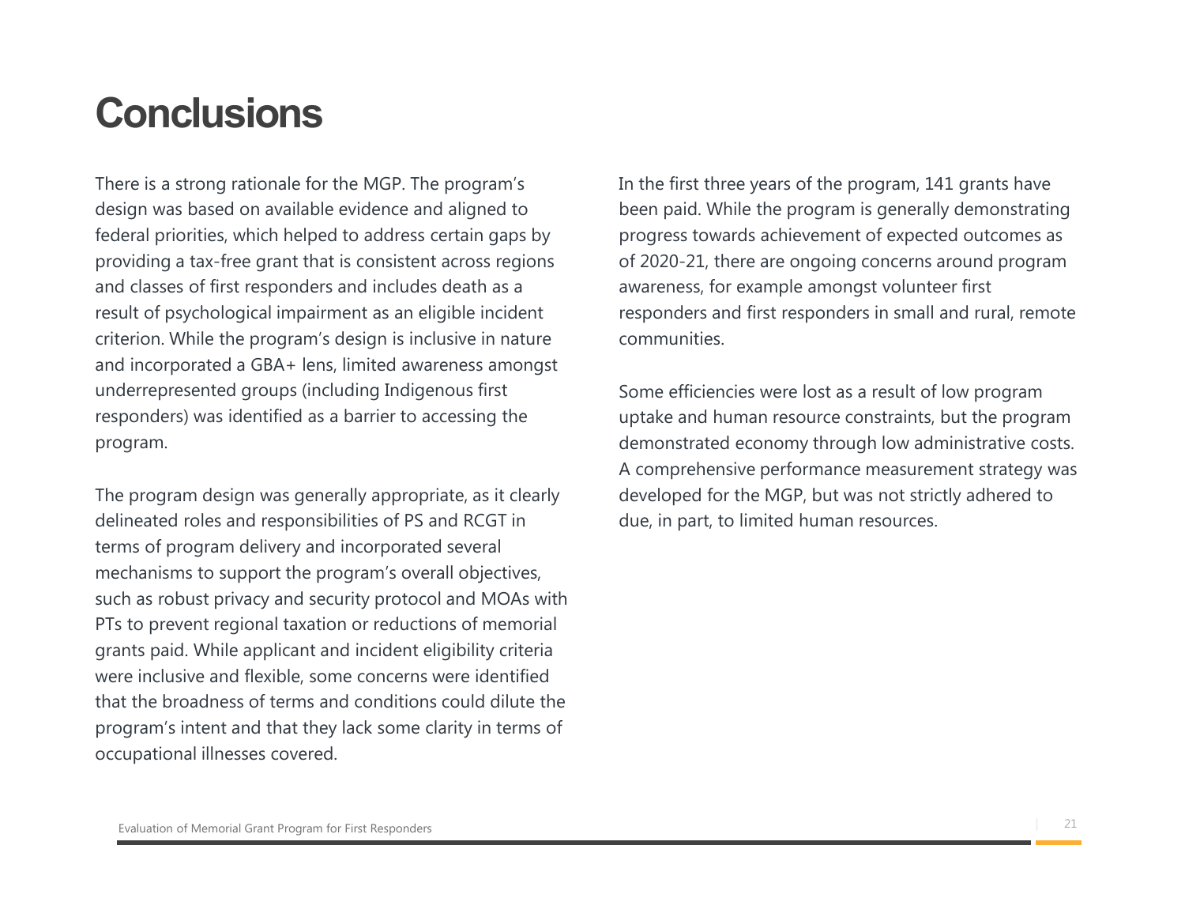# Conclusions

There is a strong rationale for the MGP. The program's design was based on available evidence and aligned to federal priorities, which helped to address certain gaps by providing a tax-free grant that is consistent across regions and classes of first responders and includes death as a result of psychological impairment as an eligible incident criterion. While the program's design is inclusive in nature and incorporated a GBA+ lens, limited awareness amongst underrepresented groups (including Indigenous first responders) was identified as a barrier to accessing the program.

The program design was generally appropriate, as it clearly delineated roles and responsibilities of PS and RCGT in terms of program delivery and incorporated several mechanisms to support the program's overall objectives, such as robust privacy and security protocol and MOAs with PTs to prevent regional taxation or reductions of memorial grants paid. While applicant and incident eligibility criteria were inclusive and flexible, some concerns were identified that the broadness of terms and conditions could dilute the program's intent and that they lack some clarity in terms of occupational illnesses covered.

In the first three years of the program, 141 grants have been paid. While the program is generally demonstrating progress towards achievement of expected outcomes as of 2020-21, there are ongoing concerns around program awareness, for example amongst volunteer first responders and first responders in small and rural, remote communities.

Some efficiencies were lost as a result of low program uptake and human resource constraints, but the program demonstrated economy through low administrative costs. A comprehensive performance measurement strategy was developed for the MGP, but was not strictly adhered to due, in part, to limited human resources.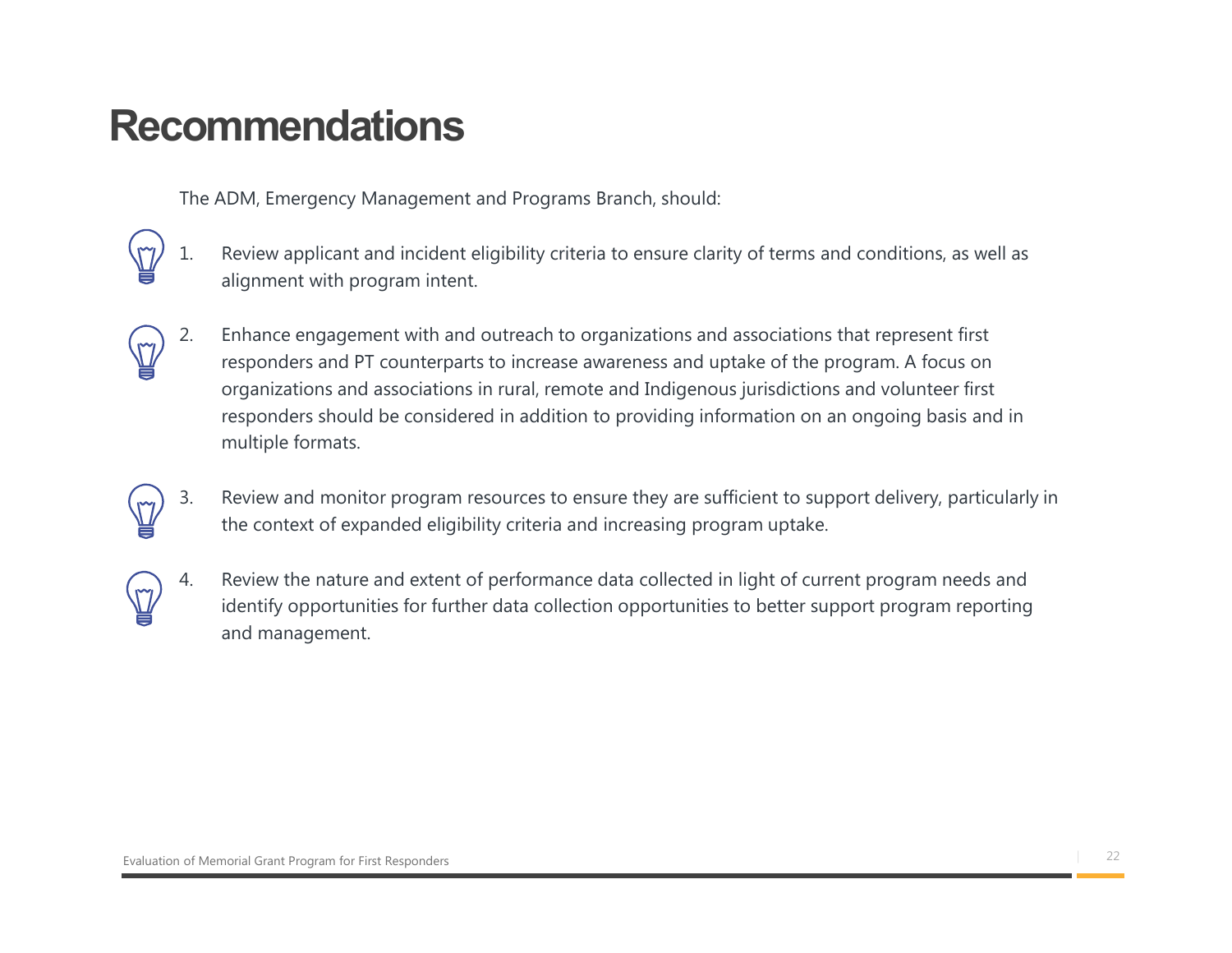# Recommendations

The ADM, Emergency Management and Programs Branch, should:

1. Review applicant and incident eligibility criteria to ensure clarity of terms and conditions, as well as alignment with program intent.

2. Enhance engagement with and outreach to organizations and associations that represent first responders and PT counterparts to increase awareness and uptake of the program. A focus on organizations and associations in rural, remote and Indigenous jurisdictions and volunteer first responders should be considered in addition to providing information on an ongoing basis and in multiple formats.

3. Review and monitor program resources to ensure they are sufficient to support delivery, particularly in the context of expanded eligibility criteria and increasing program uptake.

4. Review the nature and extent of performance data collected in light of current program needs and identify opportunities for further data collection opportunities to better support program reporting and management.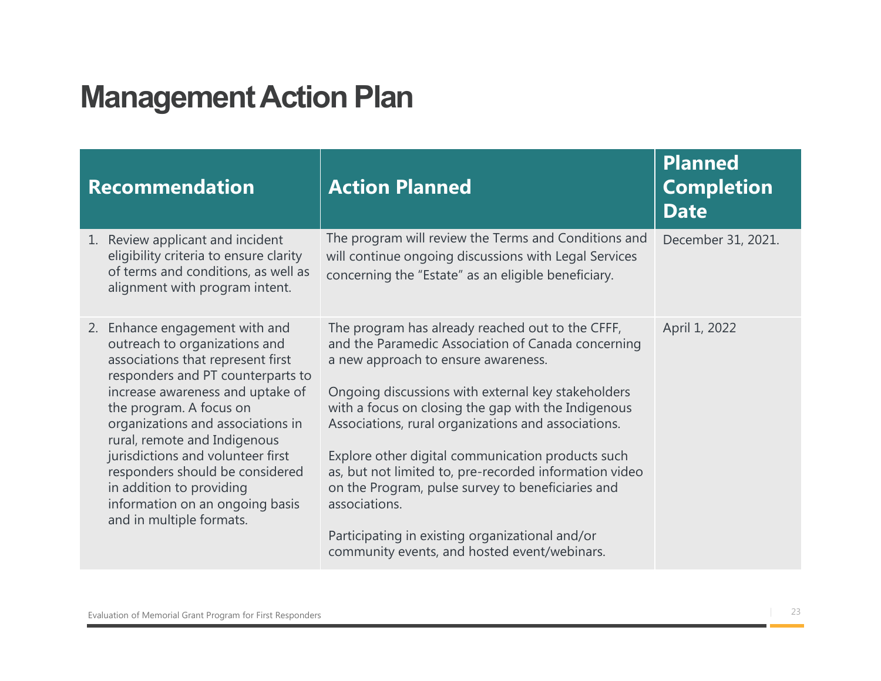# Management Action Plan

| Recommendation | Action Planned | Planned Completion Date |
|---|---|---|
| 1. Review applicant and incident eligibility criteria to ensure clarity of terms and conditions, as well as alignment with program intent. | The program will review the Terms and Conditions and will continue ongoing discussions with Legal Services concerning the "Estate" as an eligible beneficiary. | December 31, 2021. |
| 2. Enhance engagement with and outreach to organizations and associations that represent first responders and PT counterparts to increase awareness and uptake of the program. A focus on organizations and associations in rural, remote and Indigenous jurisdictions and volunteer first responders should be considered in addition to providing information on an ongoing basis and in multiple formats. | The program has already reached out to the CFFF, and the Paramedic Association of Canada concerning a new approach to ensure awareness.<br><br>Ongoing discussions with external key stakeholders with a focus on closing the gap with the Indigenous Associations, rural organizations and associations.<br><br>Explore other digital communication products such as, but not limited to, pre-recorded information video on the Program, pulse survey to beneficiaries and associations.<br><br>Participating in existing organizational and/or community events, and hosted event/webinars. | April 1, 2022 |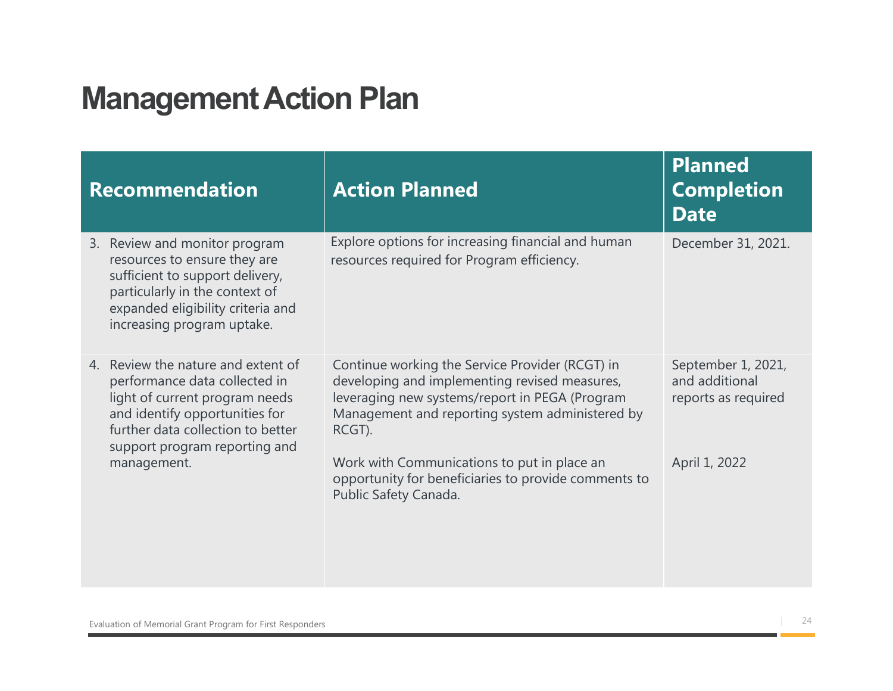# Management Action Plan

| Recommendation | Action Planned | Planned Completion Date |
|---|---|---|
| 3. Review and monitor program resources to ensure they are sufficient to support delivery, particularly in the context of expanded eligibility criteria and increasing program uptake. | Explore options for increasing financial and human resources required for Program efficiency. | December 31, 2021. |
| 4. Review the nature and extent of performance data collected in light of current program needs and identify opportunities for further data collection to better support program reporting and management. | Continue working the Service Provider (RCGT) in developing and implementing revised measures, leveraging new systems/report in PEGA (Program Management and reporting system administered by RCGT).<br><br>Work with Communications to put in place an opportunity for beneficiaries to provide comments to Public Safety Canada. | September 1, 2021, and additional reports as required<br><br>April 1, 2022 |